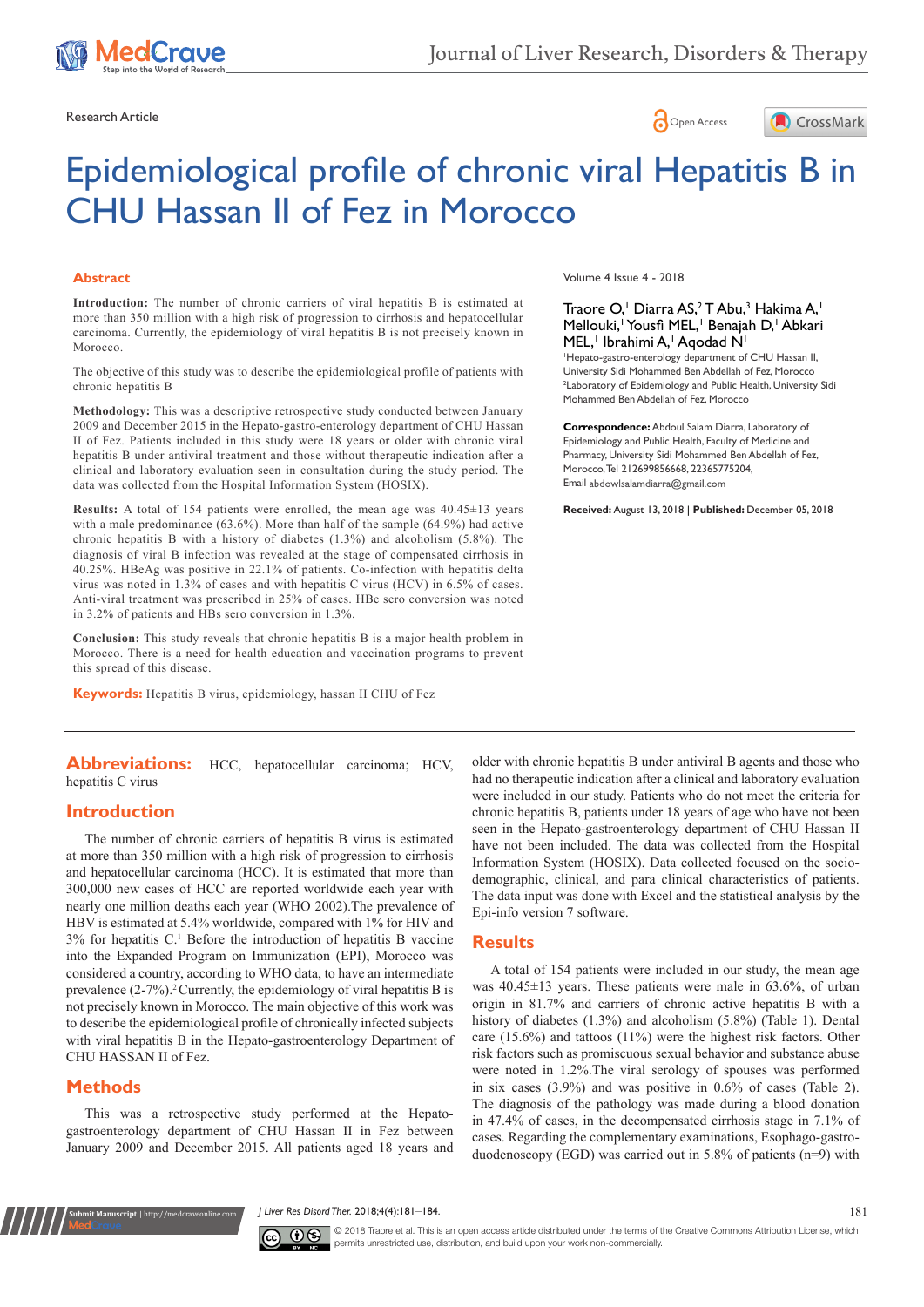Research Article

Open Access

# Epidemiological profile of chronic viral Hepatitis B in CHU Hassan II of Fez in Morocco

Volume 4 Issue 4 - 2018

Traore O,[1] Diarra AS,[2] T Abu,[3] Hakima A,[1] Mellouki,[1] Yousfi MEL,[1] Benajah D,[1] Abkari MEL,[1] Ibrahimi A,[1] Aqodad N[1]

[1]Hepato-gastro-enterology department of CHU Hassan II, University Sidi Mohammed Ben Abdellah of Fez, Morocco

[2]Laboratory of Epidemiology and Public Health, University Sidi Mohammed Ben Abdellah of Fez, Morocco

**Correspondence:** Abdoul Salam Diarra, Laboratory of Epidemiology and Public Health, Faculty of Medicine and Pharmacy, University Sidi Mohammed Ben Abdellah of Fez, Morocco, Tel 212699856668, 22365775204, Email abdowlsalamdiarra@gmail.com

**Received:** August 13, 2018 | **Published:** December 05, 2018

## Abstract

**Introduction:** The number of chronic carriers of viral hepatitis B is estimated at more than 350 million with a high risk of progression to cirrhosis and hepatocellular carcinoma. Currently, the epidemiology of viral hepatitis B is not precisely known in Morocco.

The objective of this study was to describe the epidemiological profile of patients with chronic hepatitis B

**Methodology:** This was a descriptive retrospective study conducted between January 2009 and December 2015 in the Hepato-gastro-enterology department of CHU Hassan II of Fez. Patients included in this study were 18 years or older with chronic viral hepatitis B under antiviral treatment and those without therapeutic indication after a clinical and laboratory evaluation seen in consultation during the study period. The data was collected from the Hospital Information System (HOSIX).

**Results:** A total of 154 patients were enrolled, the mean age was 40.45±13 years with a male predominance (63.6%). More than half of the sample (64.9%) had active chronic hepatitis B with a history of diabetes (1.3%) and alcoholism (5.8%). The diagnosis of viral B infection was revealed at the stage of compensated cirrhosis in 40.25%. HBeAg was positive in 22.1% of patients. Co-infection with hepatitis delta virus was noted in 1.3% of cases and with hepatitis C virus (HCV) in 6.5% of cases. Anti-viral treatment was prescribed in 25% of cases. HBe sero conversion was noted in 3.2% of patients and HBs sero conversion in 1.3%.

**Conclusion:** This study reveals that chronic hepatitis B is a major health problem in Morocco. There is a need for health education and vaccination programs to prevent this spread of this disease.

**Keywords:** Hepatitis B virus, epidemiology, hassan II CHU of Fez

**Abbreviations:** HCC, hepatocellular carcinoma; HCV, hepatitis C virus

## Introduction

The number of chronic carriers of hepatitis B virus is estimated at more than 350 million with a high risk of progression to cirrhosis and hepatocellular carcinoma (HCC). It is estimated that more than 300,000 new cases of HCC are reported worldwide each year with nearly one million deaths each year (WHO 2002).The prevalence of HBV is estimated at 5.4% worldwide, compared with 1% for HIV and 3% for hepatitis C.[1] Before the introduction of hepatitis B vaccine into the Expanded Program on Immunization (EPI), Morocco was considered a country, according to WHO data, to have an intermediate prevalence (2-7%).[2] Currently, the epidemiology of viral hepatitis B is not precisely known in Morocco. The main objective of this work was to describe the epidemiological profile of chronically infected subjects with viral hepatitis B in the Hepato-gastroenterology Department of CHU HASSAN II of Fez.

## Methods

This was a retrospective study performed at the Hepato-gastroenterology department of CHU Hassan II in Fez between January 2009 and December 2015. All patients aged 18 years and older with chronic hepatitis B under antiviral B agents and those who had no therapeutic indication after a clinical and laboratory evaluation were included in our study. Patients who do not meet the criteria for chronic hepatitis B, patients under 18 years of age who have not been seen in the Hepato-gastroenterology department of CHU Hassan II have not been included. The data was collected from the Hospital Information System (HOSIX). Data collected focused on the socio-demographic, clinical, and para clinical characteristics of patients. The data input was done with Excel and the statistical analysis by the Epi-info version 7 software.

## Results

A total of 154 patients were included in our study, the mean age was 40.45±13 years. These patients were male in 63.6%, of urban origin in 81.7% and carriers of chronic active hepatitis B with a history of diabetes (1.3%) and alcoholism (5.8%) (Table 1). Dental care (15.6%) and tattoos (11%) were the highest risk factors. Other risk factors such as promiscuous sexual behavior and substance abuse were noted in 1.2%.The viral serology of spouses was performed in six cases (3.9%) and was positive in 0.6% of cases (Table 2). The diagnosis of the pathology was made during a blood donation in 47.4% of cases, in the decompensated cirrhosis stage in 7.1% of cases. Regarding the complementary examinations, Esophago-gastro-duodenoscopy (EGD) was carried out in 5.8% of patients (n=9) with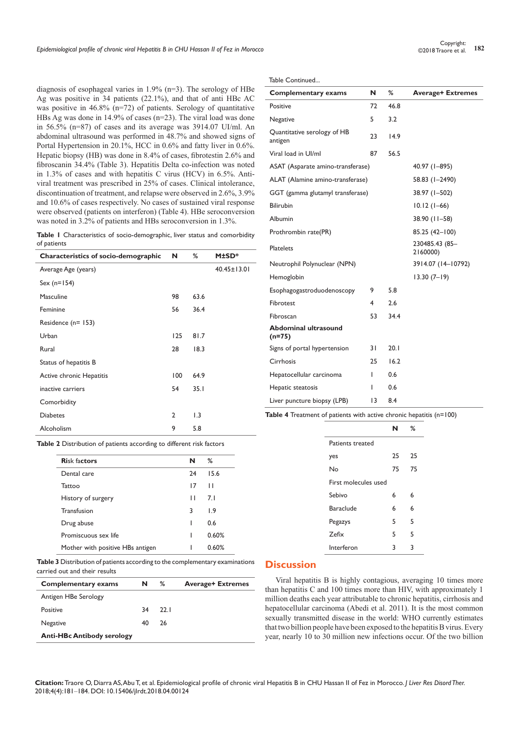diagnosis of esophageal varies in 1.9% (n=3). The serology of HBe Ag was positive in 34 patients (22.1%), and that of anti HBc AC was positive in 46.8% (n=72) of patients. Serology of quantitative HBs Ag was done in 14.9% of cases (n=23). The viral load was done in 56.5% (n=87) of cases and its average was 3914.07 UI/ml. An abdominal ultrasound was performed in 48.7% and showed signs of Portal Hypertension in 20.1%, HCC in 0.6% and fatty liver in 0.6%. Hepatic biopsy (HB) was done in 8.4% of cases, fibrotestin 2.6% and fibroscanin 34.4% (Table 3). Hepatitis Delta co-infection was noted in 1.3% of cases and with hepatitis C virus (HCV) in 6.5%. Anti-viral treatment was prescribed in 25% of cases. Clinical intolerance, discontinuation of treatment, and relapse were observed in 2.6%, 3.9% and 10.6% of cases respectively. No cases of sustained viral response were observed (patients on interferon) (Table 4). HBe seroconversion was noted in 3.2% of patients and HBs seroconversion in 1.3%.

**Table 1** Characteristics of socio-demographic, liver status and comorbidity of patients

| Characteristics of socio-demographic | N | % | M±SD* |
|---|---|---|---|
| Average Age (years) | | | 40.45±13.01 |
| Sex (n=154) | | | |
| Masculine | 98 | 63.6 | |
| Feminine | 56 | 36.4 | |
| Residence (n= 153) | | | |
| Urban | 125 | 81.7 | |
| Rural | 28 | 18.3 | |
| Status of hepatitis B | | | |
| Active chronic Hepatitis | 100 | 64.9 | |
| inactive carriers | 54 | 35.1 | |
| Comorbidity | | | |
| Diabetes | 2 | 1.3 | |
| Alcoholism | 9 | 5.8 | |

**Table 2** Distribution of patients according to different risk factors

| Risk factors | N | % |
|---|---|---|
| Dental care | 24 | 15.6 |
| Tattoo | 17 | 11 |
| History of surgery | 11 | 7.1 |
| Transfusion | 3 | 1.9 |
| Drug abuse | 1 | 0.6 |
| Promiscuous sex life | 1 | 0.60% |
| Mother with positive HBs antigen | 1 | 0.60% |

**Table 3** Distribution of patients according to the complementary examinations carried out and their results

| Complementary exams | N | % | Average+ Extremes |
|---|---|---|---|
| Antigen HBe Serology | | | |
| Positive | 34 | 22.1 | |
| Negative | 40 | 26 | |
| **Anti-HBc Antibody serology** | | | |
| Positive | 72 | 46.8 | |
| Negative | 5 | 3.2 | |
| Quantitative serology of HB antigen | 23 | 14.9 | |
| Viral load in UI/ml | 87 | 56.5 | |
| ASAT (Asparate amino-transferase) | | | 40.97 (1–895) |
| ALAT (Alamine amino-transferase) | | | 58.83 (1–2490) |
| GGT (gamma glutamyl transferase) | | | 38.97 (1–502) |
| Bilirubin | | | 10.12 (1–66) |
| Albumin | | | 38.90 (11–58) |
| Prothrombin rate(PR) | | | 85.25 (42–100) |
| Platelets | | | 230485.43 (85–2160000) |
| Neutrophil Polynuclear (NPN) | | | 3914.07 (14–10792) |
| Hemoglobin | | | 13.30 (7–19) |
| Esophagogastroduodenoscopy | 9 | 5.8 | |
| Fibrotest | 4 | 2.6 | |
| Fibroscan | 53 | 34.4 | |
| **Abdominal ultrasound (n=75)** | | | |
| Signs of portal hypertension | 31 | 20.1 | |
| Cirrhosis | 25 | 16.2 | |
| Hepatocellular carcinoma | 1 | 0.6 | |
| Hepatic steatosis | 1 | 0.6 | |
| Liver puncture biopsy (LPB) | 13 | 8.4 | |

**Table 4** Treatment of patients with active chronic hepatitis (n=100)

| | N | % |
|---|---|---|
| Patients treated | | |
| yes | 25 | 25 |
| No | 75 | 75 |
| First molecules used | | |
| Sebivo | 6 | 6 |
| Baraclude | 6 | 6 |
| Pegazys | 5 | 5 |
| Zefix | 5 | 5 |
| Interferon | 3 | 3 |

## Discussion

Viral hepatitis B is highly contagious, averaging 10 times more than hepatitis C and 100 times more than HIV, with approximately 1 million deaths each year attributable to chronic hepatitis, cirrhosis and hepatocellular carcinoma (Abedi et al. 2011). It is the most common sexually transmitted disease in the world: WHO currently estimates that two billion people have been exposed to the hepatitis B virus. Every year, nearly 10 to 30 million new infections occur. Of the two billion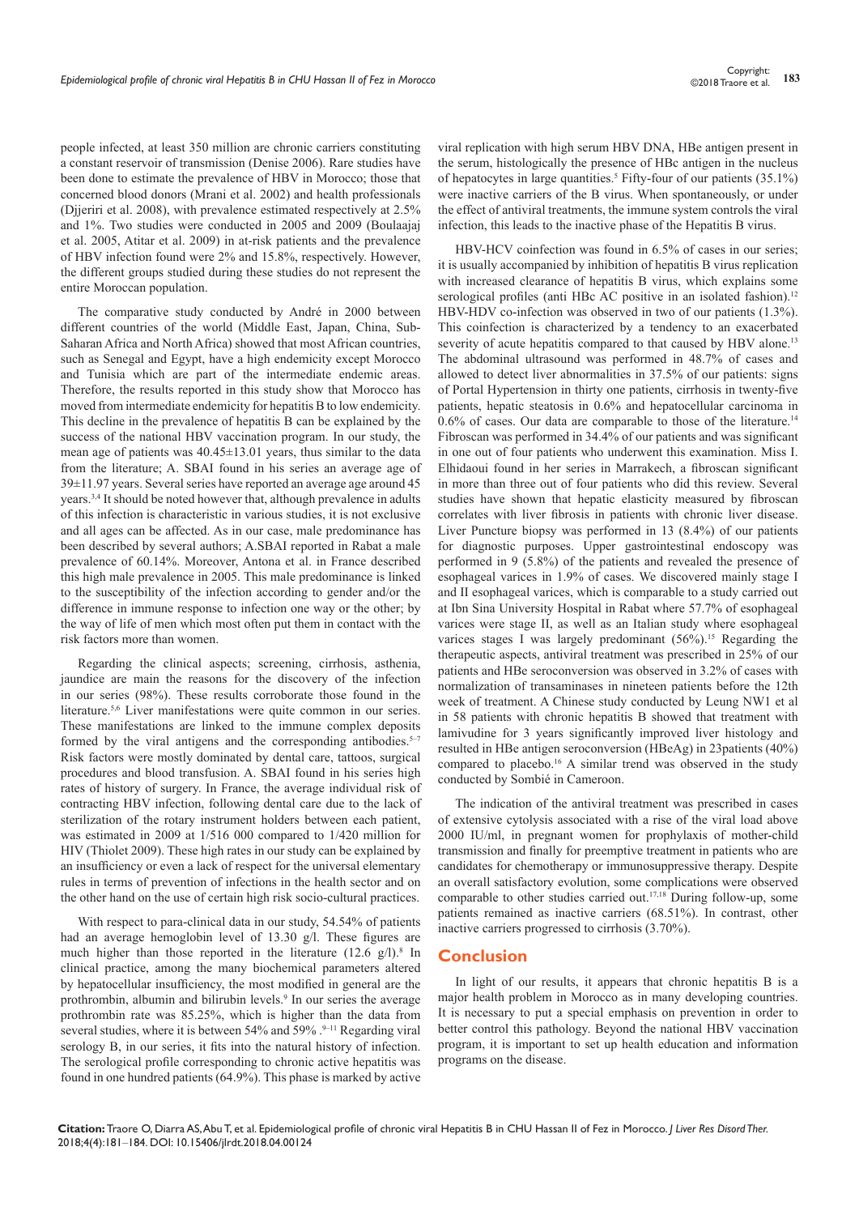people infected, at least 350 million are chronic carriers constituting a constant reservoir of transmission (Denise 2006). Rare studies have been done to estimate the prevalence of HBV in Morocco; those that concerned blood donors (Mrani et al. 2002) and health professionals (Djjeriri et al. 2008), with prevalence estimated respectively at 2.5% and 1%. Two studies were conducted in 2005 and 2009 (Boulaajaj et al. 2005, Atitar et al. 2009) in at-risk patients and the prevalence of HBV infection found were 2% and 15.8%, respectively. However, the different groups studied during these studies do not represent the entire Moroccan population.

The comparative study conducted by André in 2000 between different countries of the world (Middle East, Japan, China, Sub-Saharan Africa and North Africa) showed that most African countries, such as Senegal and Egypt, have a high endemicity except Morocco and Tunisia which are part of the intermediate endemic areas. Therefore, the results reported in this study show that Morocco has moved from intermediate endemicity for hepatitis B to low endemicity. This decline in the prevalence of hepatitis B can be explained by the success of the national HBV vaccination program. In our study, the mean age of patients was 40.45±13.01 years, thus similar to the data from the literature; A. SBAI found in his series an average age of 39±11.97 years. Several series have reported an average age around 45 years.[3,4] It should be noted however that, although prevalence in adults of this infection is characteristic in various studies, it is not exclusive and all ages can be affected. As in our case, male predominance has been described by several authors; A.SBAI reported in Rabat a male prevalence of 60.14%. Moreover, Antona et al. in France described this high male prevalence in 2005. This male predominance is linked to the susceptibility of the infection according to gender and/or the difference in immune response to infection one way or the other; by the way of life of men which most often put them in contact with the risk factors more than women.

Regarding the clinical aspects; screening, cirrhosis, asthenia, jaundice are main the reasons for the discovery of the infection in our series (98%). These results corroborate those found in the literature.[5,6] Liver manifestations were quite common in our series. These manifestations are linked to the immune complex deposits formed by the viral antigens and the corresponding antibodies.[5–7] Risk factors were mostly dominated by dental care, tattoos, surgical procedures and blood transfusion. A. SBAI found in his series high rates of history of surgery. In France, the average individual risk of contracting HBV infection, following dental care due to the lack of sterilization of the rotary instrument holders between each patient, was estimated in 2009 at 1/516 000 compared to 1/420 million for HIV (Thiolet 2009). These high rates in our study can be explained by an insufficiency or even a lack of respect for the universal elementary rules in terms of prevention of infections in the health sector and on the other hand on the use of certain high risk socio-cultural practices.

With respect to para-clinical data in our study, 54.54% of patients had an average hemoglobin level of 13.30 g/l. These figures are much higher than those reported in the literature (12.6 g/l).[8] In clinical practice, among the many biochemical parameters altered by hepatocellular insufficiency, the most modified in general are the prothrombin, albumin and bilirubin levels.[9] In our series the average prothrombin rate was 85.25%, which is higher than the data from several studies, where it is between 54% and 59% .[9–11] Regarding viral serology B, in our series, it fits into the natural history of infection. The serological profile corresponding to chronic active hepatitis was found in one hundred patients (64.9%). This phase is marked by active viral replication with high serum HBV DNA, HBe antigen present in the serum, histologically the presence of HBc antigen in the nucleus of hepatocytes in large quantities.[5] Fifty-four of our patients (35.1%) were inactive carriers of the B virus. When spontaneously, or under the effect of antiviral treatments, the immune system controls the viral infection, this leads to the inactive phase of the Hepatitis B virus.

HBV-HCV coinfection was found in 6.5% of cases in our series; it is usually accompanied by inhibition of hepatitis B virus replication with increased clearance of hepatitis B virus, which explains some serological profiles (anti HBc AC positive in an isolated fashion).[12] HBV-HDV co-infection was observed in two of our patients (1.3%). This coinfection is characterized by a tendency to an exacerbated severity of acute hepatitis compared to that caused by HBV alone.[13] The abdominal ultrasound was performed in 48.7% of cases and allowed to detect liver abnormalities in 37.5% of our patients: signs of Portal Hypertension in thirty one patients, cirrhosis in twenty-five patients, hepatic steatosis in 0.6% and hepatocellular carcinoma in 0.6% of cases. Our data are comparable to those of the literature.[14] Fibroscan was performed in 34.4% of our patients and was significant in one out of four patients who underwent this examination. Miss I. Elhidaoui found in her series in Marrakech, a fibroscan significant in more than three out of four patients who did this review. Several studies have shown that hepatic elasticity measured by fibroscan correlates with liver fibrosis in patients with chronic liver disease. Liver Puncture biopsy was performed in 13 (8.4%) of our patients for diagnostic purposes. Upper gastrointestinal endoscopy was performed in 9 (5.8%) of the patients and revealed the presence of esophageal varices in 1.9% of cases. We discovered mainly stage I and II esophageal varices, which is comparable to a study carried out at Ibn Sina University Hospital in Rabat where 57.7% of esophageal varices were stage II, as well as an Italian study where esophageal varices stages I was largely predominant (56%).[15] Regarding the therapeutic aspects, antiviral treatment was prescribed in 25% of our patients and HBe seroconversion was observed in 3.2% of cases with normalization of transaminases in nineteen patients before the 12th week of treatment. A Chinese study conducted by Leung NW1 et al in 58 patients with chronic hepatitis B showed that treatment with lamivudine for 3 years significantly improved liver histology and resulted in HBe antigen seroconversion (HBeAg) in 23patients (40%) compared to placebo.[16] A similar trend was observed in the study conducted by Sombié in Cameroon.

The indication of the antiviral treatment was prescribed in cases of extensive cytolysis associated with a rise of the viral load above 2000 IU/ml, in pregnant women for prophylaxis of mother-child transmission and finally for preemptive treatment in patients who are candidates for chemotherapy or immunosuppressive therapy. Despite an overall satisfactory evolution, some complications were observed comparable to other studies carried out.[17,18] During follow-up, some patients remained as inactive carriers (68.51%). In contrast, other inactive carriers progressed to cirrhosis (3.70%).

## Conclusion

In light of our results, it appears that chronic hepatitis B is a major health problem in Morocco as in many developing countries. It is necessary to put a special emphasis on prevention in order to better control this pathology. Beyond the national HBV vaccination program, it is important to set up health education and information programs on the disease.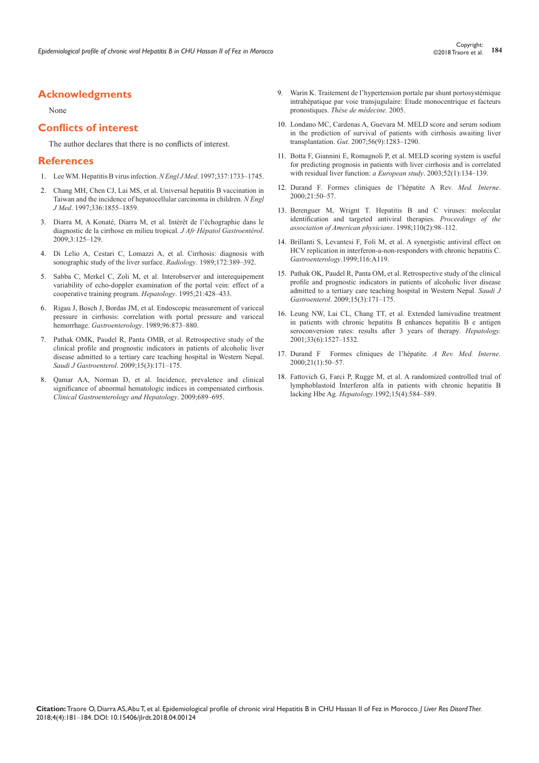## Acknowledgments

None

## Conflicts of interest

The author declares that there is no conflicts of interest.

## References

1. Lee WM. Hepatitis B virus infection. *N Engl J Med*. 1997;337:1733–1745.
2. Chang MH, Chen CJ, Lai MS, et al. Universal hepatitis B vaccination in Taiwan and the incidence of hepatocellular carcinoma in children. *N Engl J Med*. 1997;336:1855–1859.
3. Diarra M, A Konaté, Diarra M, et al. Intérêt de l'échographie dans le diagnostic de la cirrhose en milieu tropical. *J Afr Hépatol Gastroentérol*. 2009;3:125–129.
4. Di Lelio A, Cestari C, Lomazzi A, et al. Cirrhosis: diagnosis with sonographic study of the liver surface. *Radiology*. 1989;172:389–392.
5. Sabba C, Merkel C, Zoli M, et al. Interobserver and interequipement variability of echo-doppler examination of the portal vein: effect of a cooperative training program. *Hepatology*. 1995;21:428–433.
6. Rigau J, Bosch J, Bordas JM, et al. Endoscopic measurement of variceal pressure in cirrhosis: correlation with portal pressure and variceal hemorrhage. *Gastroenterology*. 1989;96:873–880.
7. Pathak OMK, Paudel R, Panta OMB, et al. Retrospective study of the clinical profile and prognostic indicators in patients of alcoholic liver disease admitted to a tertiary care teaching hospital in Western Nepal. *Saudi J Gastroenterol*. 2009;15(3):171–175.
8. Qamar AA, Norman D, et al. Incidence, prevalence and clinical significance of abnormal hematologic indices in compensated cirrhosis. *Clinical Gastroenterology and Hepatology*. 2009;689–695.
9. Warin K. Traitement de l'hypertension portale par shunt portosystémique intrahépatique par voie transjugulaire: Etude monocentrique et facteurs pronostiques. *Thèse de médecine*. 2005.
10. Londano MC, Cardenas A, Guevara M. MELD score and serum sodium in the prediction of survival of patients with cirrhosis awaiting liver transplantation. *Gut*. 2007;56(9):1283–1290.
11. Botta F, Giannini E, Romagnoli P, et al. MELD scoring system is useful for predicting prognosis in patients with liver cirrhosis and is correlated with residual liver function: *a European study*. 2003;52(1):134–139.
12. Durand F. Formes cliniques de l'hépatite A Rev. *Med. Interne*. 2000;21:50–57.
13. Berenguer M, Wrignt T. Hepatitis B and C viruses: molecular identification and targeted antiviral therapies. *Proceedings of the association of American physicians*. 1998;110(2):98–112.
14. Brillanti S, Levantesi F, Foli M, et al. A synergistic antiviral effect on HCV replication in interferon-a-non-responders with chronic hepatitis C. *Gastroenterology*.1999;116:A119.
15. Pathak OK, Paudel R, Panta OM, et al. Retrospective study of the clinical profile and prognostic indicators in patients of alcoholic liver disease admitted to a tertiary care teaching hospital in Western Nepal. *Saudi J Gastroenterol*. 2009;15(3):171–175.
16. Leung NW, Lai CL, Chang TT, et al. Extended lamivudine treatment in patients with chronic hepatitis B enhances hepatitis B e antigen seroconversion rates: results after 3 years of therapy. *Hepatology.* 2001;33(6):1527–1532.
17. Durand F Formes cliniques de l'hépatite. *A Rev. Med. Interne.* 2000;21(1):50–57.
18. Fattovich G, Farci P, Rugge M, et al. A randomized controlled trial of lymphoblastoid Interferon alfa in patients with chronic hepatitis B lacking Hbe Ag. *Hepatology*.1992;15(4):584–589.